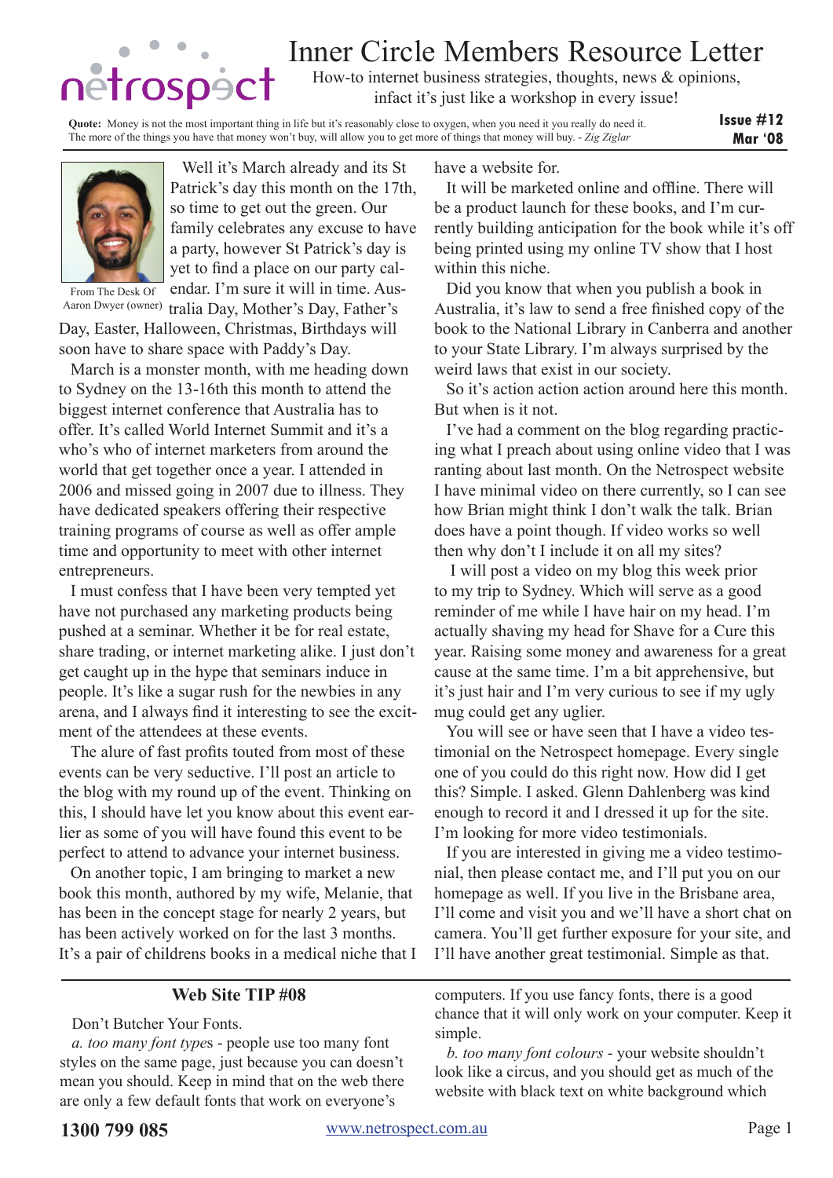# Inner Circle Members Resource Letter

How-to internet business strategies, thoughts, news & opinions, infact it's just like a workshop in every issue!

**Quote:** Money is not the most important thing in life but it's reasonably close to oxygen, when you need it you really do need it. The more of the things you have that money won't buy, will allow you to get more of things that money will buy. - *Zig Ziglar*

**Issue #12**
**Mar '08**

From The Desk Of Aaron Dwyer (owner)

Well it's March already and its St Patrick's day this month on the 17th, so time to get out the green. Our family celebrates any excuse to have a party, however St Patrick's day is yet to find a place on our party calendar. I'm sure it will in time. Australia Day, Mother's Day, Father's Day, Easter, Halloween, Christmas, Birthdays will soon have to share space with Paddy's Day.

March is a monster month, with me heading down to Sydney on the 13-16th this month to attend the biggest internet conference that Australia has to offer. It's called World Internet Summit and it's a who's who of internet marketers from around the world that get together once a year. I attended in 2006 and missed going in 2007 due to illness. They have dedicated speakers offering their respective training programs of course as well as offer ample time and opportunity to meet with other internet entrepreneurs.

I must confess that I have been very tempted yet have not purchased any marketing products being pushed at a seminar. Whether it be for real estate, share trading, or internet marketing alike. I just don't get caught up in the hype that seminars induce in people. It's like a sugar rush for the newbies in any arena, and I always find it interesting to see the excitment of the attendees at these events.

The alure of fast profits touted from most of these events can be very seductive. I'll post an article to the blog with my round up of the event. Thinking on this, I should have let you know about this event earlier as some of you will have found this event to be perfect to attend to advance your internet business.

On another topic, I am bringing to market a new book this month, authored by my wife, Melanie, that has been in the concept stage for nearly 2 years, but has been actively worked on for the last 3 months. It's a pair of childrens books in a medical niche that I have a website for.

It will be marketed online and offline. There will be a product launch for these books, and I'm currently building anticipation for the book while it's off being printed using my online TV show that I host within this niche.

Did you know that when you publish a book in Australia, it's law to send a free finished copy of the book to the National Library in Canberra and another to your State Library. I'm always surprised by the weird laws that exist in our society.

So it's action action action around here this month. But when is it not.

I've had a comment on the blog regarding practicing what I preach about using online video that I was ranting about last month. On the Netrospect website I have minimal video on there currently, so I can see how Brian might think I don't walk the talk. Brian does have a point though. If video works so well then why don't I include it on all my sites?

I will post a video on my blog this week prior to my trip to Sydney. Which will serve as a good reminder of me while I have hair on my head. I'm actually shaving my head for Shave for a Cure this year. Raising some money and awareness for a great cause at the same time. I'm a bit apprehensive, but it's just hair and I'm very curious to see if my ugly mug could get any uglier.

You will see or have seen that I have a video testimonial on the Netrospect homepage. Every single one of you could do this right now. How did I get this? Simple. I asked. Glenn Dahlenberg was kind enough to record it and I dressed it up for the site. I'm looking for more video testimonials.

If you are interested in giving me a video testimonial, then please contact me, and I'll put you on our homepage as well. If you live in the Brisbane area, I'll come and visit you and we'll have a short chat on camera. You'll get further exposure for your site, and I'll have another great testimonial. Simple as that.

## Web Site TIP #08

Don't Butcher Your Fonts.

*a. too many font types* - people use too many font styles on the same page, just because you can doesn't mean you should. Keep in mind that on the web there are only a few default fonts that work on everyone's computers. If you use fancy fonts, there is a good chance that it will only work on your computer. Keep it simple.

*b. too many font colours* - your website shouldn't look like a circus, and you should get as much of the website with black text on white background which

**1300 799 085** www.netrospect.com.au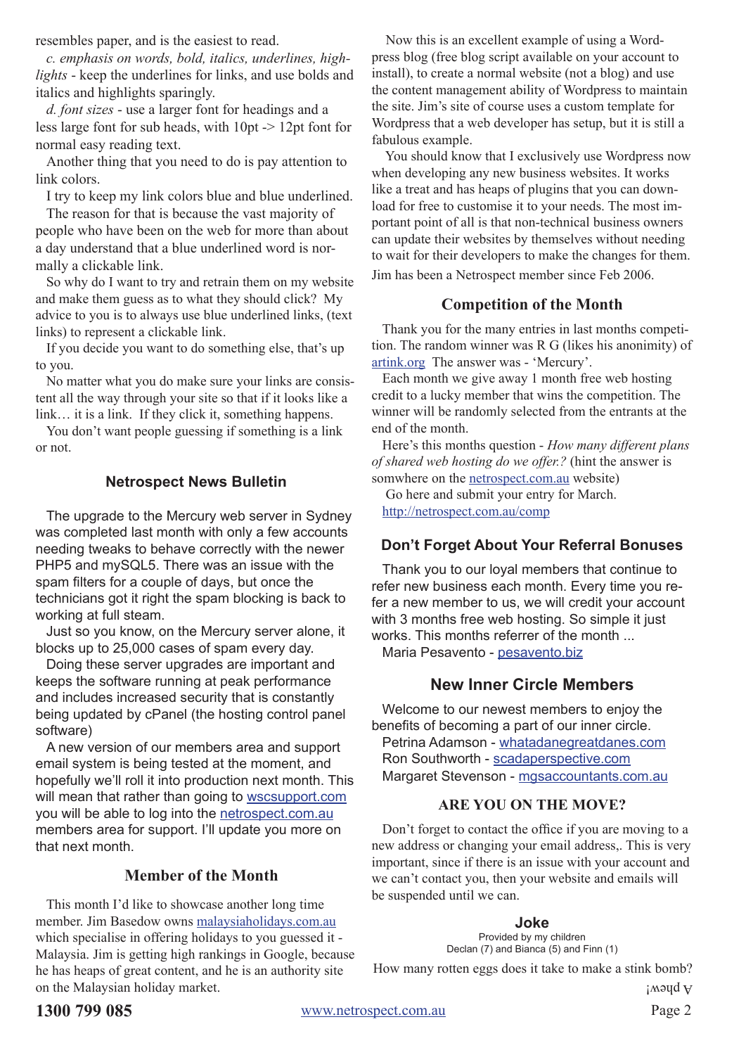resembles paper, and is the easiest to read.

*c. emphasis on words, bold, italics, underlines, highlights* - keep the underlines for links, and use bolds and italics and highlights sparingly.

*d. font sizes* - use a larger font for headings and a less large font for sub heads, with 10pt -> 12pt font for normal easy reading text.

Another thing that you need to do is pay attention to link colors.

I try to keep my link colors blue and blue underlined.

The reason for that is because the vast majority of people who have been on the web for more than about a day understand that a blue underlined word is normally a clickable link.

So why do I want to try and retrain them on my website and make them guess as to what they should click? My advice to you is to always use blue underlined links, (text links) to represent a clickable link.

If you decide you want to do something else, that's up to you.

No matter what you do make sure your links are consistent all the way through your site so that if it looks like a link… it is a link. If they click it, something happens.

You don't want people guessing if something is a link or not.

## Netrospect News Bulletin

The upgrade to the Mercury web server in Sydney was completed last month with only a few accounts needing tweaks to behave correctly with the newer PHP5 and mySQL5. There was an issue with the spam filters for a couple of days, but once the technicians got it right the spam blocking is back to working at full steam.

Just so you know, on the Mercury server alone, it blocks up to 25,000 cases of spam every day.

Doing these server upgrades are important and keeps the software running at peak performance and includes increased security that is constantly being updated by cPanel (the hosting control panel software)

A new version of our members area and support email system is being tested at the moment, and hopefully we'll roll it into production next month. This will mean that rather than going to wscsupport.com you will be able to log into the netrospect.com.au members area for support. I'll update you more on that next month.

## Member of the Month

This month I'd like to showcase another long time member. Jim Basedow owns malaysiaholidays.com.au which specialise in offering holidays to you guessed it - Malaysia. Jim is getting high rankings in Google, because he has heaps of great content, and he is an authority site on the Malaysian holiday market.

Now this is an excellent example of using a Wordpress blog (free blog script available on your account to install), to create a normal website (not a blog) and use the content management ability of Wordpress to maintain the site. Jim's site of course uses a custom template for Wordpress that a web developer has setup, but it is still a fabulous example.

You should know that I exclusively use Wordpress now when developing any new business websites. It works like a treat and has heaps of plugins that you can download for free to customise it to your needs. The most important point of all is that non-technical business owners can update their websites by themselves without needing to wait for their developers to make the changes for them.

Jim has been a Netrospect member since Feb 2006.

## Competition of the Month

Thank you for the many entries in last months competition. The random winner was R G (likes his anonimity) of artink.org The answer was - 'Mercury'.

Each month we give away 1 month free web hosting credit to a lucky member that wins the competition. The winner will be randomly selected from the entrants at the end of the month.

Here's this months question - *How many different plans of shared web hosting do we offer.?* (hint the answer is somwhere on the netrospect.com.au website)

Go here and submit your entry for March.
http://netrospect.com.au/comp

## Don't Forget About Your Referral Bonuses

Thank you to our loyal members that continue to refer new business each month. Every time you refer a new member to us, we will credit your account with 3 months free web hosting. So simple it just works. This months referrer of the month ...

Maria Pesavento - pesavento.biz

## New Inner Circle Members

Welcome to our newest members to enjoy the benefits of becoming a part of our inner circle.

Petrina Adamson - whatadanegreatdanes.com
Ron Southworth - scadaperspective.com
Margaret Stevenson - mgsaccountants.com.au

## ARE YOU ON THE MOVE?

Don't forget to contact the office if you are moving to a new address or changing your email address,. This is very important, since if there is an issue with your account and we can't contact you, then your website and emails will be suspended until we can.

## Joke

Provided by my children
Declan (7) and Bianca (5) and Finn (1)

How many rotten eggs does it take to make a stink bomb?

A phew!